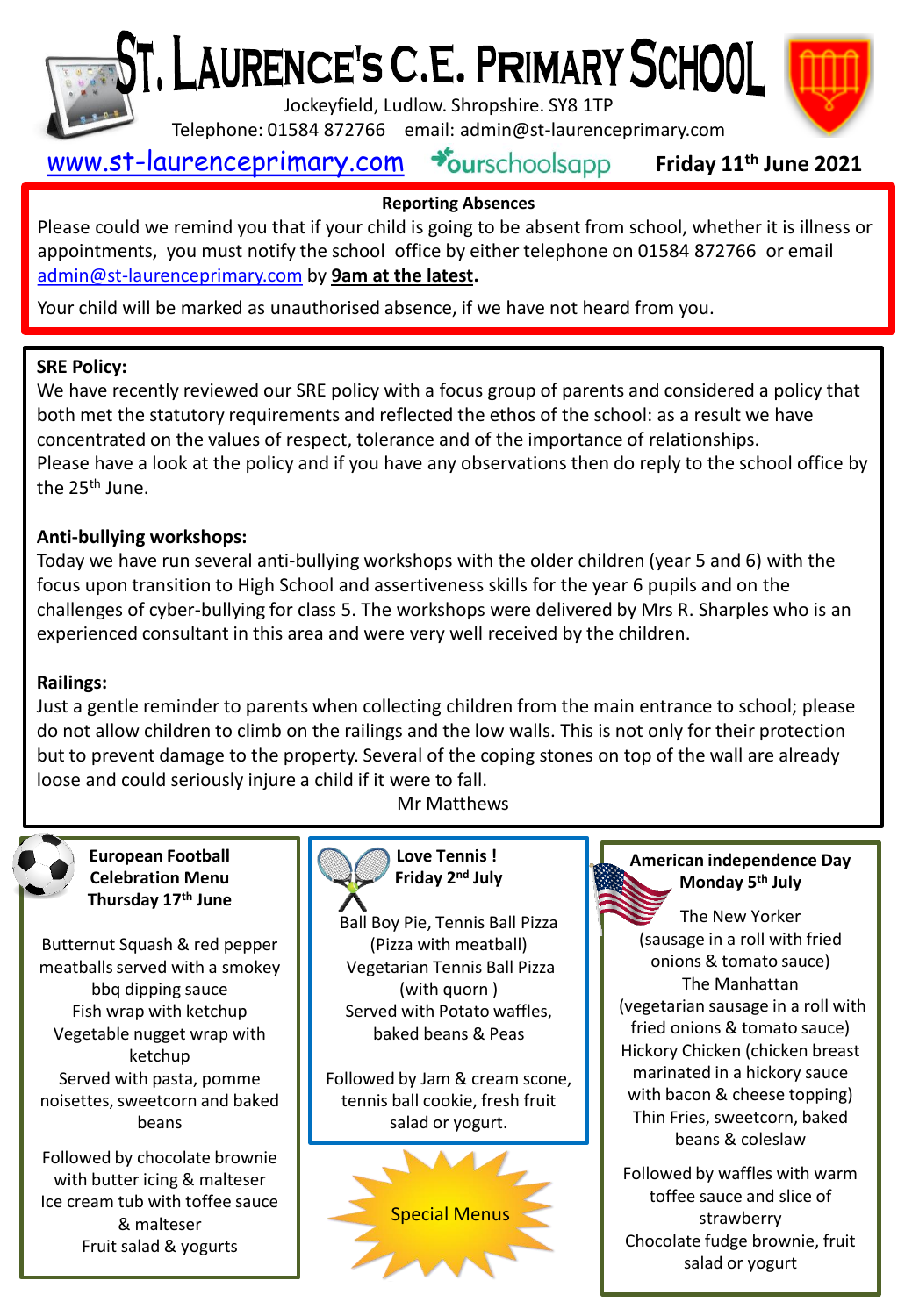# St. Laurence's C.E. Primary School

Jockeyfield, Ludlow. Shropshire. SY8 1TP

Telephone: 01584 872766 email: admin@st-laurenceprimary.com

www.st-laurenceprimary.com ourschoolsapp **Friday 11th June 2021**

**Reporting Absences**

Please could we remind you that if your child is going to be absent from school, whether it is illness or appointments, you must notify the school office by either telephone on 01584 872766 or email admin@st-laurenceprimary.com by **9am at the latest**.

Your child will be marked as unauthorised absence, if we have not heard from you.

**SRE Policy:**

We have recently reviewed our SRE policy with a focus group of parents and considered a policy that both met the statutory requirements and reflected the ethos of the school: as a result we have concentrated on the values of respect, tolerance and of the importance of relationships.

Please have a look at the policy and if you have any observations then do reply to the school office by the 25th June.

**Anti-bullying workshops:**

Today we have run several anti-bullying workshops with the older children (year 5 and 6) with the focus upon transition to High School and assertiveness skills for the year 6 pupils and on the challenges of cyber-bullying for class 5. The workshops were delivered by Mrs R. Sharples who is an experienced consultant in this area and were very well received by the children.

**Railings:**

Just a gentle reminder to parents when collecting children from the main entrance to school; please do not allow children to climb on the railings and the low walls. This is not only for their protection but to prevent damage to the property. Several of the coping stones on top of the wall are already loose and could seriously injure a child if it were to fall.

Mr Matthews

**European Football Celebration Menu**
**Thursday 17th June**

Butternut Squash & red pepper meatballs served with a smokey bbq dipping sauce
Fish wrap with ketchup
Vegetable nugget wrap with ketchup
Served with pasta, pomme noisettes, sweetcorn and baked beans

Followed by chocolate brownie with butter icing & malteser
Ice cream tub with toffee sauce & malteser
Fruit salad & yogurts

**Love Tennis !**
**Friday 2nd July**

Ball Boy Pie, Tennis Ball Pizza (Pizza with meatball)
Vegetarian Tennis Ball Pizza (with quorn )
Served with Potato waffles, baked beans & Peas

Followed by Jam & cream scone, tennis ball cookie, fresh fruit salad or yogurt.

Special Menus

**American independence Day**
**Monday 5th July**

The New Yorker
(sausage in a roll with fried onions & tomato sauce)
The Manhattan
(vegetarian sausage in a roll with fried onions & tomato sauce)
Hickory Chicken (chicken breast marinated in a hickory sauce with bacon & cheese topping)
Thin Fries, sweetcorn, baked beans & coleslaw

Followed by waffles with warm toffee sauce and slice of strawberry
Chocolate fudge brownie, fruit salad or yogurt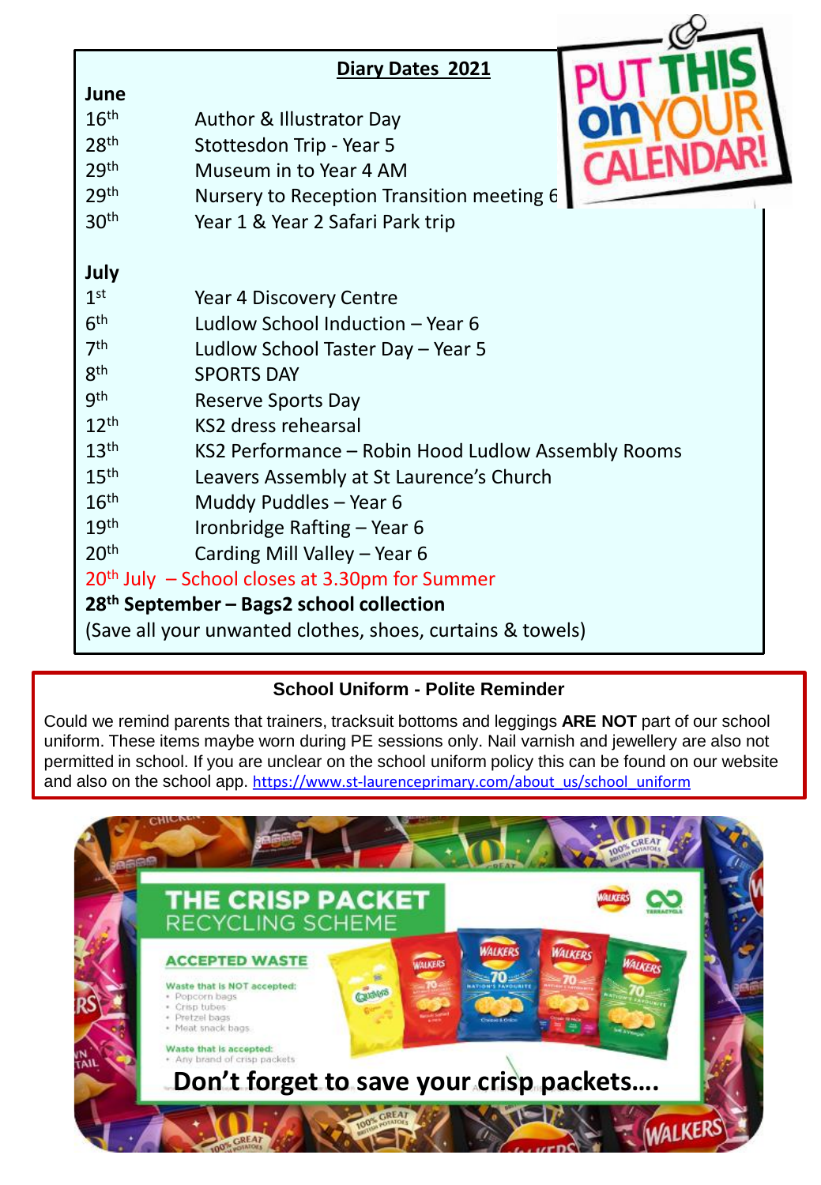## Diary Dates 2021

PUT THIS on YOUR CALENDAR!

**June**

| | |
|---|---|
| 16th | Author & Illustrator Day |
| 28th | Stottesdon Trip - Year 5 |
| 29th | Museum in to Year 4 AM |
| 29th | Nursery to Reception Transition meeting 6 |
| 30th | Year 1 & Year 2 Safari Park trip |

**July**

| | |
|---|---|
| 1st | Year 4 Discovery Centre |
| 6th | Ludlow School Induction – Year 6 |
| 7th | Ludlow School Taster Day – Year 5 |
| 8th | SPORTS DAY |
| 9th | Reserve Sports Day |
| 12th | KS2 dress rehearsal |
| 13th | KS2 Performance – Robin Hood Ludlow Assembly Rooms |
| 15th | Leavers Assembly at St Laurence's Church |
| 16th | Muddy Puddles – Year 6 |
| 19th | Ironbridge Rafting – Year 6 |
| 20th | Carding Mill Valley – Year 6 |

20th July – School closes at 3.30pm for Summer

**28th September – Bags2 school collection**

(Save all your unwanted clothes, shoes, curtains & towels)

### School Uniform - Polite Reminder

Could we remind parents that trainers, tracksuit bottoms and leggings **ARE NOT** part of our school uniform. These items maybe worn during PE sessions only. Nail varnish and jewellery are also not permitted in school. If you are unclear on the school uniform policy this can be found on our website and also on the school app. https://www.st-laurenceprimary.com/about_us/school_uniform

## THE CRISP PACKET RECYCLING SCHEME

**ACCEPTED WASTE**

Waste that is NOT accepted:
- Popcorn bags
- Crisp tubes
- Pretzel bags
- Meat snack bags

Waste that is accepted:
- Any brand of crisp packets

**Don't forget to save your crisp packets….**